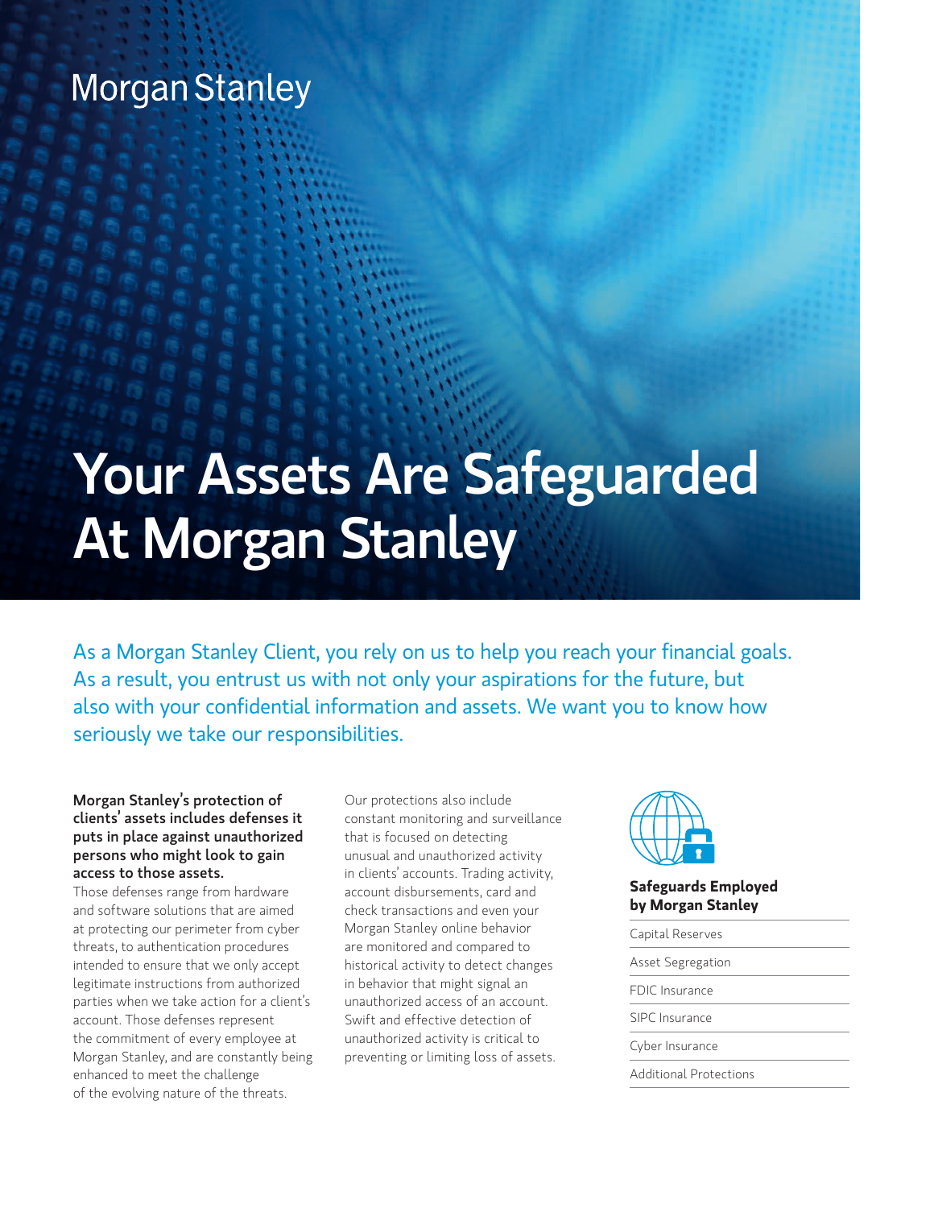Morgan Stanley

# Your Assets Are Safeguarded At Morgan Stanley

As a Morgan Stanley Client, you rely on us to help you reach your financial goals. As a result, you entrust us with not only your aspirations for the future, but also with your confidential information and assets. We want you to know how seriously we take our responsibilities.

**Morgan Stanley's protection of clients' assets includes defenses it puts in place against unauthorized persons who might look to gain access to those assets.**
Those defenses range from hardware and software solutions that are aimed at protecting our perimeter from cyber threats, to authentication procedures intended to ensure that we only accept legitimate instructions from authorized parties when we take action for a client's account. Those defenses represent the commitment of every employee at Morgan Stanley, and are constantly being enhanced to meet the challenge of the evolving nature of the threats.

Our protections also include constant monitoring and surveillance that is focused on detecting unusual and unauthorized activity in clients' accounts. Trading activity, account disbursements, card and check transactions and even your Morgan Stanley online behavior are monitored and compared to historical activity to detect changes in behavior that might signal an unauthorized access of an account. Swift and effective detection of unauthorized activity is critical to preventing or limiting loss of assets.

**Safeguards Employed by Morgan Stanley**

- Capital Reserves
- Asset Segregation
- FDIC Insurance
- SIPC Insurance
- Cyber Insurance
- Additional Protections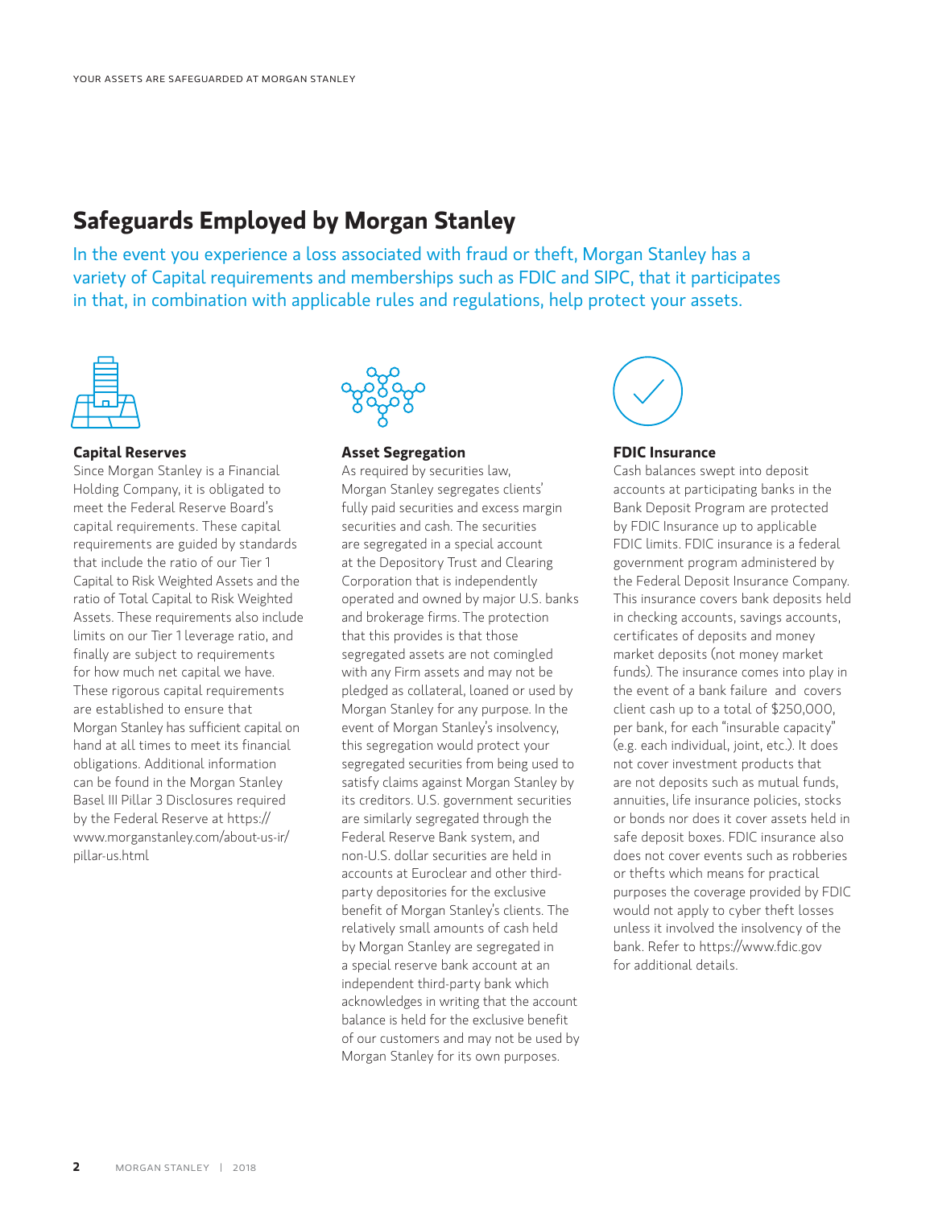## Safeguards Employed by Morgan Stanley

In the event you experience a loss associated with fraud or theft, Morgan Stanley has a variety of Capital requirements and memberships such as FDIC and SIPC, that it participates in that, in combination with applicable rules and regulations, help protect your assets.

### Capital Reserves

Since Morgan Stanley is a Financial Holding Company, it is obligated to meet the Federal Reserve Board's capital requirements. These capital requirements are guided by standards that include the ratio of our Tier 1 Capital to Risk Weighted Assets and the ratio of Total Capital to Risk Weighted Assets. These requirements also include limits on our Tier 1 leverage ratio, and finally are subject to requirements for how much net capital we have. These rigorous capital requirements are established to ensure that Morgan Stanley has sufficient capital on hand at all times to meet its financial obligations. Additional information can be found in the Morgan Stanley Basel III Pillar 3 Disclosures required by the Federal Reserve at https://www.morganstanley.com/about-us-ir/pillar-us.html

### Asset Segregation

As required by securities law, Morgan Stanley segregates clients' fully paid securities and excess margin securities and cash. The securities are segregated in a special account at the Depository Trust and Clearing Corporation that is independently operated and owned by major U.S. banks and brokerage firms. The protection that this provides is that those segregated assets are not comingled with any Firm assets and may not be pledged as collateral, loaned or used by Morgan Stanley for any purpose. In the event of Morgan Stanley's insolvency, this segregation would protect your segregated securities from being used to satisfy claims against Morgan Stanley by its creditors. U.S. government securities are similarly segregated through the Federal Reserve Bank system, and non-U.S. dollar securities are held in accounts at Euroclear and other third-party depositories for the exclusive benefit of Morgan Stanley's clients. The relatively small amounts of cash held by Morgan Stanley are segregated in a special reserve bank account at an independent third-party bank which acknowledges in writing that the account balance is held for the exclusive benefit of our customers and may not be used by Morgan Stanley for its own purposes.

### FDIC Insurance

Cash balances swept into deposit accounts at participating banks in the Bank Deposit Program are protected by FDIC Insurance up to applicable FDIC limits. FDIC insurance is a federal government program administered by the Federal Deposit Insurance Company. This insurance covers bank deposits held in checking accounts, savings accounts, certificates of deposits and money market deposits (not money market funds). The insurance comes into play in the event of a bank failure and covers client cash up to a total of $250,000, per bank, for each "insurable capacity" (e.g. each individual, joint, etc.). It does not cover investment products that are not deposits such as mutual funds, annuities, life insurance policies, stocks or bonds nor does it cover assets held in safe deposit boxes. FDIC insurance also does not cover events such as robberies or thefts which means for practical purposes the coverage provided by FDIC would not apply to cyber theft losses unless it involved the insolvency of the bank. Refer to https://www.fdic.gov for additional details.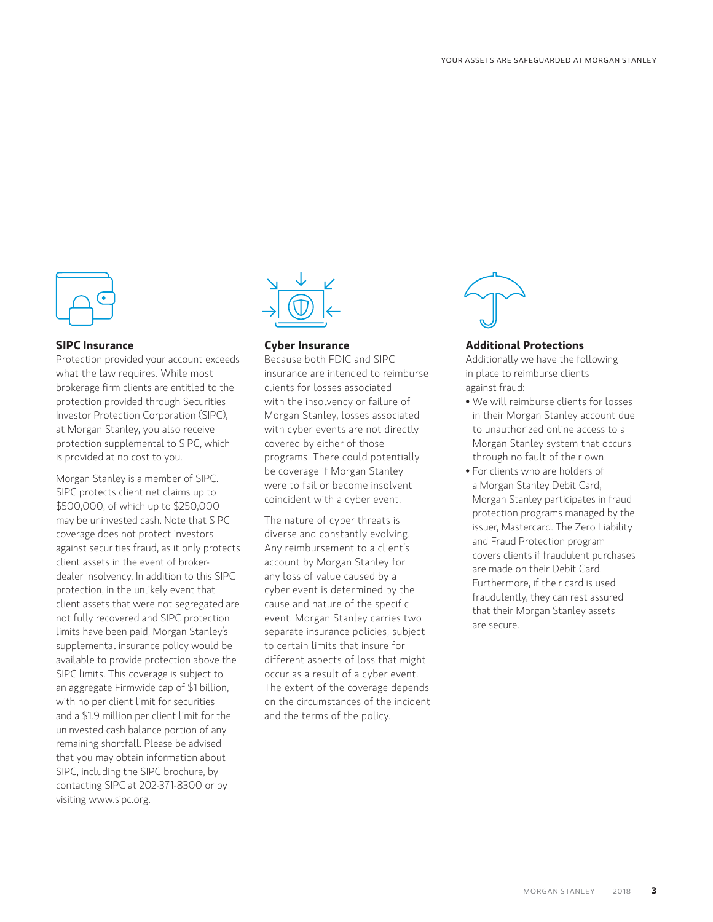## SIPC Insurance

Protection provided your account exceeds what the law requires. While most brokerage firm clients are entitled to the protection provided through Securities Investor Protection Corporation (SIPC), at Morgan Stanley, you also receive protection supplemental to SIPC, which is provided at no cost to you.

Morgan Stanley is a member of SIPC. SIPC protects client net claims up to $500,000, of which up to $250,000 may be uninvested cash. Note that SIPC coverage does not protect investors against securities fraud, as it only protects client assets in the event of broker-dealer insolvency. In addition to this SIPC protection, in the unlikely event that client assets that were not segregated are not fully recovered and SIPC protection limits have been paid, Morgan Stanley's supplemental insurance policy would be available to provide protection above the SIPC limits. This coverage is subject to an aggregate Firmwide cap of $1 billion, with no per client limit for securities and a $1.9 million per client limit for the uninvested cash balance portion of any remaining shortfall. Please be advised that you may obtain information about SIPC, including the SIPC brochure, by contacting SIPC at 202-371-8300 or by visiting www.sipc.org.

## Cyber Insurance

Because both FDIC and SIPC insurance are intended to reimburse clients for losses associated with the insolvency or failure of Morgan Stanley, losses associated with cyber events are not directly covered by either of those programs. There could potentially be coverage if Morgan Stanley were to fail or become insolvent coincident with a cyber event.

The nature of cyber threats is diverse and constantly evolving. Any reimbursement to a client's account by Morgan Stanley for any loss of value caused by a cyber event is determined by the cause and nature of the specific event. Morgan Stanley carries two separate insurance policies, subject to certain limits that insure for different aspects of loss that might occur as a result of a cyber event. The extent of the coverage depends on the circumstances of the incident and the terms of the policy.

## Additional Protections

Additionally we have the following in place to reimburse clients against fraud:

- We will reimburse clients for losses in their Morgan Stanley account due to unauthorized online access to a Morgan Stanley system that occurs through no fault of their own.
- For clients who are holders of a Morgan Stanley Debit Card, Morgan Stanley participates in fraud protection programs managed by the issuer, Mastercard. The Zero Liability and Fraud Protection program covers clients if fraudulent purchases are made on their Debit Card. Furthermore, if their card is used fraudulently, they can rest assured that their Morgan Stanley assets are secure.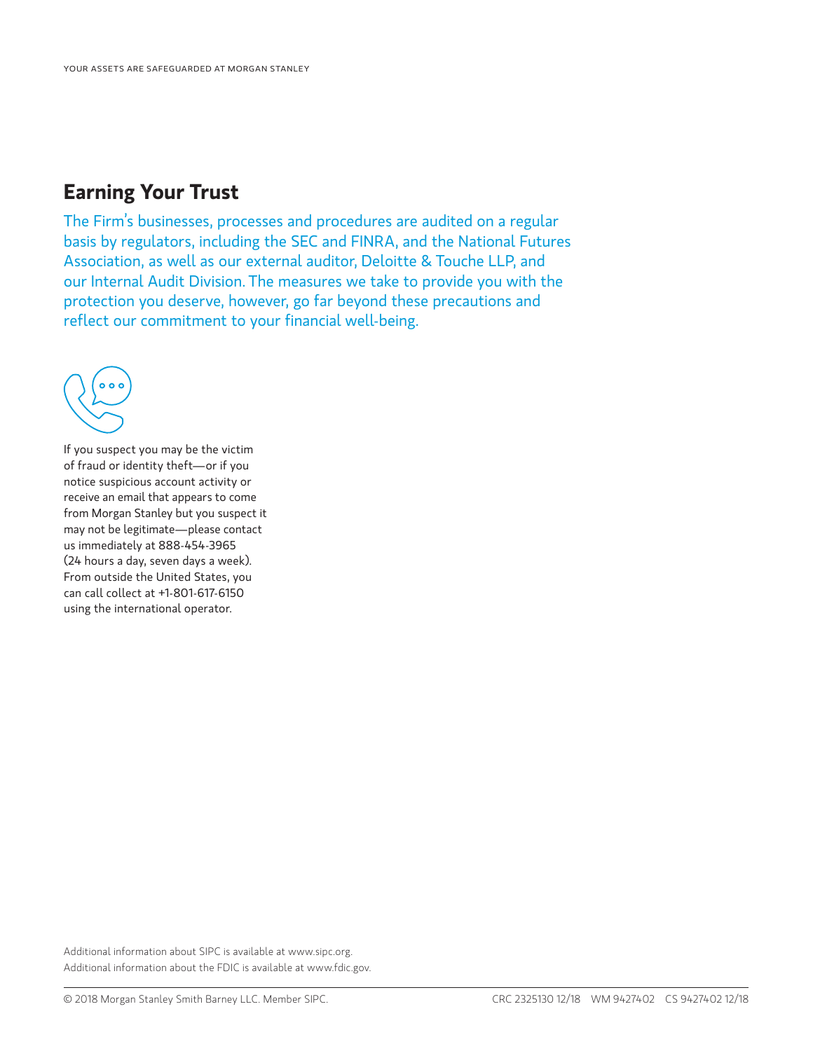## Earning Your Trust

The Firm's businesses, processes and procedures are audited on a regular basis by regulators, including the SEC and FINRA, and the National Futures Association, as well as our external auditor, Deloitte & Touche LLP, and our Internal Audit Division. The measures we take to provide you with the protection you deserve, however, go far beyond these precautions and reflect our commitment to your financial well-being.

If you suspect you may be the victim of fraud or identity theft—or if you notice suspicious account activity or receive an email that appears to come from Morgan Stanley but you suspect it may not be legitimate—please contact us immediately at 888-454-3965 (24 hours a day, seven days a week). From outside the United States, you can call collect at +1-801-617-6150 using the international operator.

Additional information about SIPC is available at www.sipc.org.
Additional information about the FDIC is available at www.fdic.gov.

© 2018 Morgan Stanley Smith Barney LLC. Member SIPC. CRC 2325130 12/18 WM 9427402 CS 9427402 12/18